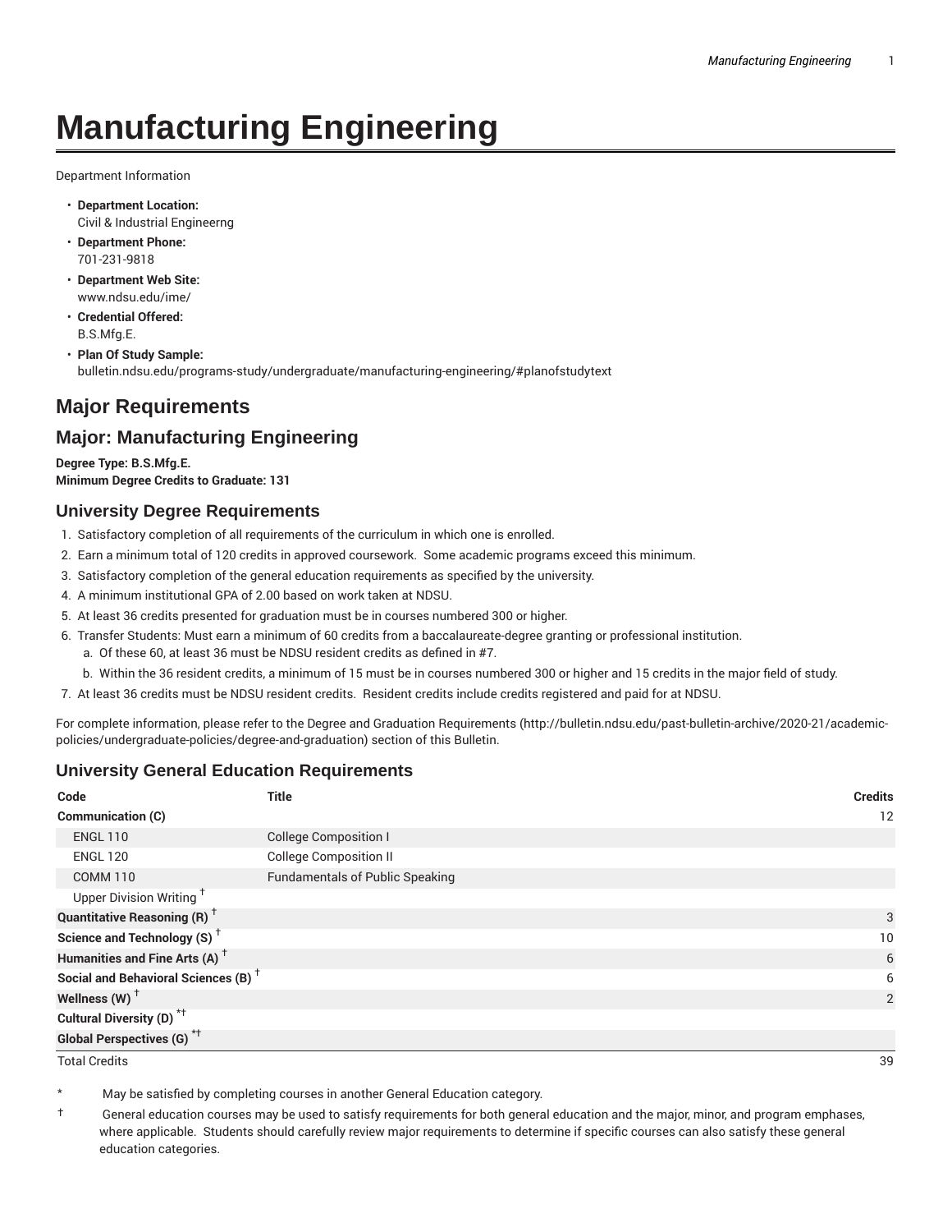# Manufacturing Engineering

Department Information

- **Department Location:**
  Civil & Industrial Engineerng
- **Department Phone:**
  701-231-9818
- **Department Web Site:**
  www.ndsu.edu/ime/
- **Credential Offered:**
  B.S.Mfg.E.
- **Plan Of Study Sample:**
  bulletin.ndsu.edu/programs-study/undergraduate/manufacturing-engineering/#planofstudytext

## Major Requirements

## Major: Manufacturing Engineering

**Degree Type: B.S.Mfg.E.**
**Minimum Degree Credits to Graduate: 131**

### University Degree Requirements

1. Satisfactory completion of all requirements of the curriculum in which one is enrolled.
2. Earn a minimum total of 120 credits in approved coursework. Some academic programs exceed this minimum.
3. Satisfactory completion of the general education requirements as specified by the university.
4. A minimum institutional GPA of 2.00 based on work taken at NDSU.
5. At least 36 credits presented for graduation must be in courses numbered 300 or higher.
6. Transfer Students: Must earn a minimum of 60 credits from a baccalaureate-degree granting or professional institution.
   a. Of these 60, at least 36 must be NDSU resident credits as defined in #7.
   b. Within the 36 resident credits, a minimum of 15 must be in courses numbered 300 or higher and 15 credits in the major field of study.
7. At least 36 credits must be NDSU resident credits. Resident credits include credits registered and paid for at NDSU.

For complete information, please refer to the Degree and Graduation Requirements (http://bulletin.ndsu.edu/past-bulletin-archive/2020-21/academic-policies/undergraduate-policies/degree-and-graduation) section of this Bulletin.

### University General Education Requirements

| Code | Title | Credits |
|---|---|---|
| **Communication (C)** | | 12 |
| ENGL 110 | College Composition I | |
| ENGL 120 | College Composition II | |
| COMM 110 | Fundamentals of Public Speaking | |
| Upper Division Writing † | | |
| **Quantitative Reasoning (R) †** | | 3 |
| **Science and Technology (S) †** | | 10 |
| **Humanities and Fine Arts (A) †** | | 6 |
| **Social and Behavioral Sciences (B) †** | | 6 |
| **Wellness (W) †** | | 2 |
| **Cultural Diversity (D) *†** | | |
| **Global Perspectives (G) *†** | | |
| Total Credits | | 39 |

\* May be satisfied by completing courses in another General Education category.

† General education courses may be used to satisfy requirements for both general education and the major, minor, and program emphases, where applicable. Students should carefully review major requirements to determine if specific courses can also satisfy these general education categories.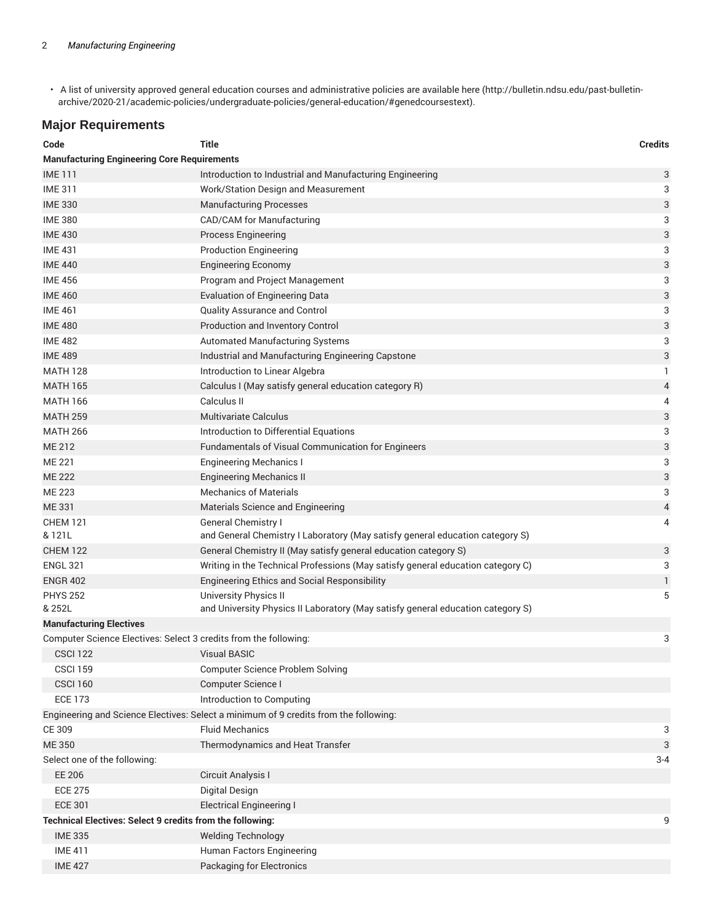- A list of university approved general education courses and administrative policies are available here (http://bulletin.ndsu.edu/past-bulletin-archive/2020-21/academic-policies/undergraduate-policies/general-education/#genedcoursestext).

## Major Requirements

| Code | Title | Credits |
|---|---|---|
| **Manufacturing Engineering Core Requirements** | | |
| IME 111 | Introduction to Industrial and Manufacturing Engineering | 3 |
| IME 311 | Work/Station Design and Measurement | 3 |
| IME 330 | Manufacturing Processes | 3 |
| IME 380 | CAD/CAM for Manufacturing | 3 |
| IME 430 | Process Engineering | 3 |
| IME 431 | Production Engineering | 3 |
| IME 440 | Engineering Economy | 3 |
| IME 456 | Program and Project Management | 3 |
| IME 460 | Evaluation of Engineering Data | 3 |
| IME 461 | Quality Assurance and Control | 3 |
| IME 480 | Production and Inventory Control | 3 |
| IME 482 | Automated Manufacturing Systems | 3 |
| IME 489 | Industrial and Manufacturing Engineering Capstone | 3 |
| MATH 128 | Introduction to Linear Algebra | 1 |
| MATH 165 | Calculus I (May satisfy general education category R) | 4 |
| MATH 166 | Calculus II | 4 |
| MATH 259 | Multivariate Calculus | 3 |
| MATH 266 | Introduction to Differential Equations | 3 |
| ME 212 | Fundamentals of Visual Communication for Engineers | 3 |
| ME 221 | Engineering Mechanics I | 3 |
| ME 222 | Engineering Mechanics II | 3 |
| ME 223 | Mechanics of Materials | 3 |
| ME 331 | Materials Science and Engineering | 4 |
| CHEM 121 & 121L | General Chemistry I and General Chemistry I Laboratory (May satisfy general education category S) | 4 |
| CHEM 122 | General Chemistry II (May satisfy general education category S) | 3 |
| ENGL 321 | Writing in the Technical Professions (May satisfy general education category C) | 3 |
| ENGR 402 | Engineering Ethics and Social Responsibility | 1 |
| PHYS 252 & 252L | University Physics II and University Physics II Laboratory (May satisfy general education category S) | 5 |
| **Manufacturing Electives** | | |
| Computer Science Electives: Select 3 credits from the following: | | 3 |
| CSCI 122 | Visual BASIC | |
| CSCI 159 | Computer Science Problem Solving | |
| CSCI 160 | Computer Science I | |
| ECE 173 | Introduction to Computing | |
| Engineering and Science Electives: Select a minimum of 9 credits from the following: | | |
| CE 309 | Fluid Mechanics | 3 |
| ME 350 | Thermodynamics and Heat Transfer | 3 |
| Select one of the following: | | 3-4 |
| EE 206 | Circuit Analysis I | |
| ECE 275 | Digital Design | |
| ECE 301 | Electrical Engineering I | |
| **Technical Electives: Select 9 credits from the following:** | | 9 |
| IME 335 | Welding Technology | |
| IME 411 | Human Factors Engineering | |
| IME 427 | Packaging for Electronics | |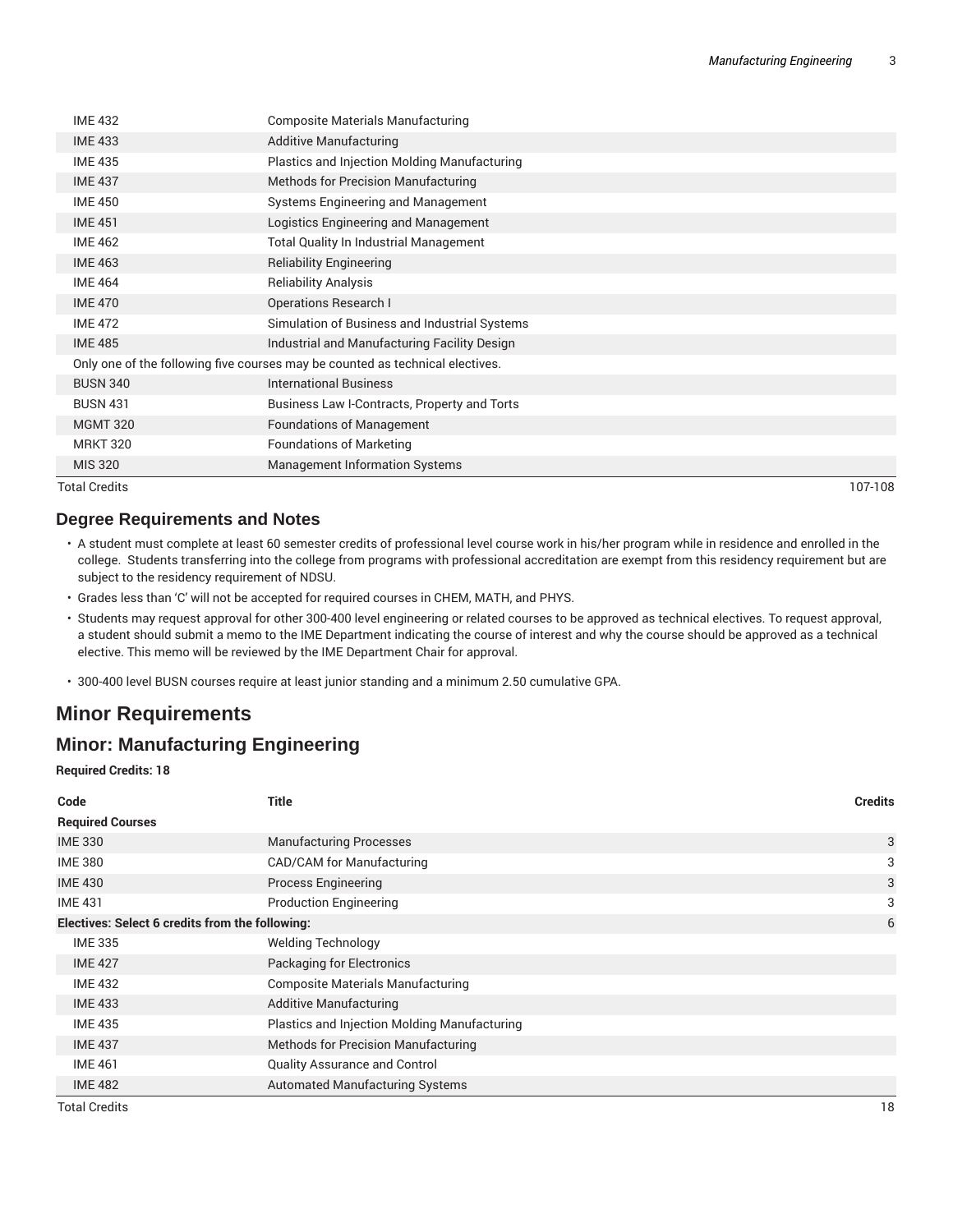| | | |
|---|---|---|
| IME 432 | Composite Materials Manufacturing | |
| IME 433 | Additive Manufacturing | |
| IME 435 | Plastics and Injection Molding Manufacturing | |
| IME 437 | Methods for Precision Manufacturing | |
| IME 450 | Systems Engineering and Management | |
| IME 451 | Logistics Engineering and Management | |
| IME 462 | Total Quality In Industrial Management | |
| IME 463 | Reliability Engineering | |
| IME 464 | Reliability Analysis | |
| IME 470 | Operations Research I | |
| IME 472 | Simulation of Business and Industrial Systems | |
| IME 485 | Industrial and Manufacturing Facility Design | |
| Only one of the following five courses may be counted as technical electives. | | |
| BUSN 340 | International Business | |
| BUSN 431 | Business Law I-Contracts, Property and Torts | |
| MGMT 320 | Foundations of Management | |
| MRKT 320 | Foundations of Marketing | |
| MIS 320 | Management Information Systems | |
| Total Credits | | 107-108 |

### Degree Requirements and Notes

- A student must complete at least 60 semester credits of professional level course work in his/her program while in residence and enrolled in the college. Students transferring into the college from programs with professional accreditation are exempt from this residency requirement but are subject to the residency requirement of NDSU.
- Grades less than 'C' will not be accepted for required courses in CHEM, MATH, and PHYS.
- Students may request approval for other 300-400 level engineering or related courses to be approved as technical electives. To request approval, a student should submit a memo to the IME Department indicating the course of interest and why the course should be approved as a technical elective. This memo will be reviewed by the IME Department Chair for approval.
- 300-400 level BUSN courses require at least junior standing and a minimum 2.50 cumulative GPA.

## Minor Requirements

### Minor: Manufacturing Engineering

**Required Credits: 18**

| Code | Title | Credits |
|---|---|---|
| **Required Courses** | | |
| IME 330 | Manufacturing Processes | 3 |
| IME 380 | CAD/CAM for Manufacturing | 3 |
| IME 430 | Process Engineering | 3 |
| IME 431 | Production Engineering | 3 |
| **Electives: Select 6 credits from the following:** | | 6 |
| IME 335 | Welding Technology | |
| IME 427 | Packaging for Electronics | |
| IME 432 | Composite Materials Manufacturing | |
| IME 433 | Additive Manufacturing | |
| IME 435 | Plastics and Injection Molding Manufacturing | |
| IME 437 | Methods for Precision Manufacturing | |
| IME 461 | Quality Assurance and Control | |
| IME 482 | Automated Manufacturing Systems | |
| Total Credits | | 18 |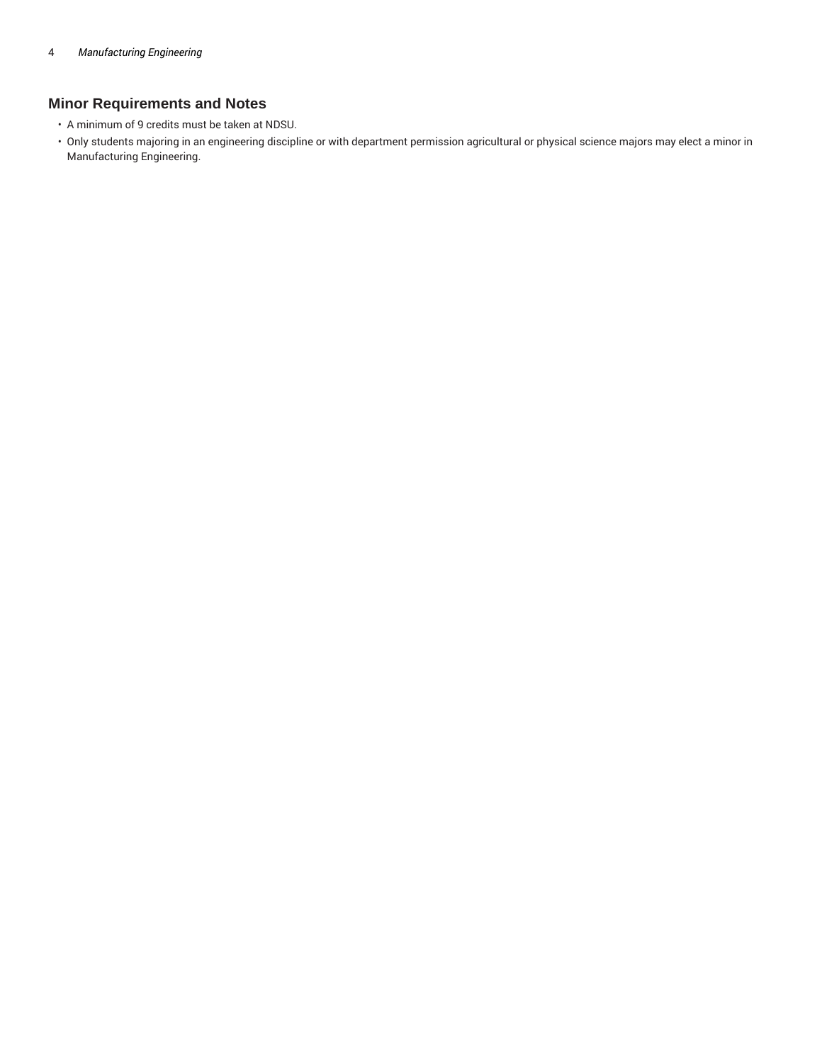## Minor Requirements and Notes

- A minimum of 9 credits must be taken at NDSU.
- Only students majoring in an engineering discipline or with department permission agricultural or physical science majors may elect a minor in Manufacturing Engineering.